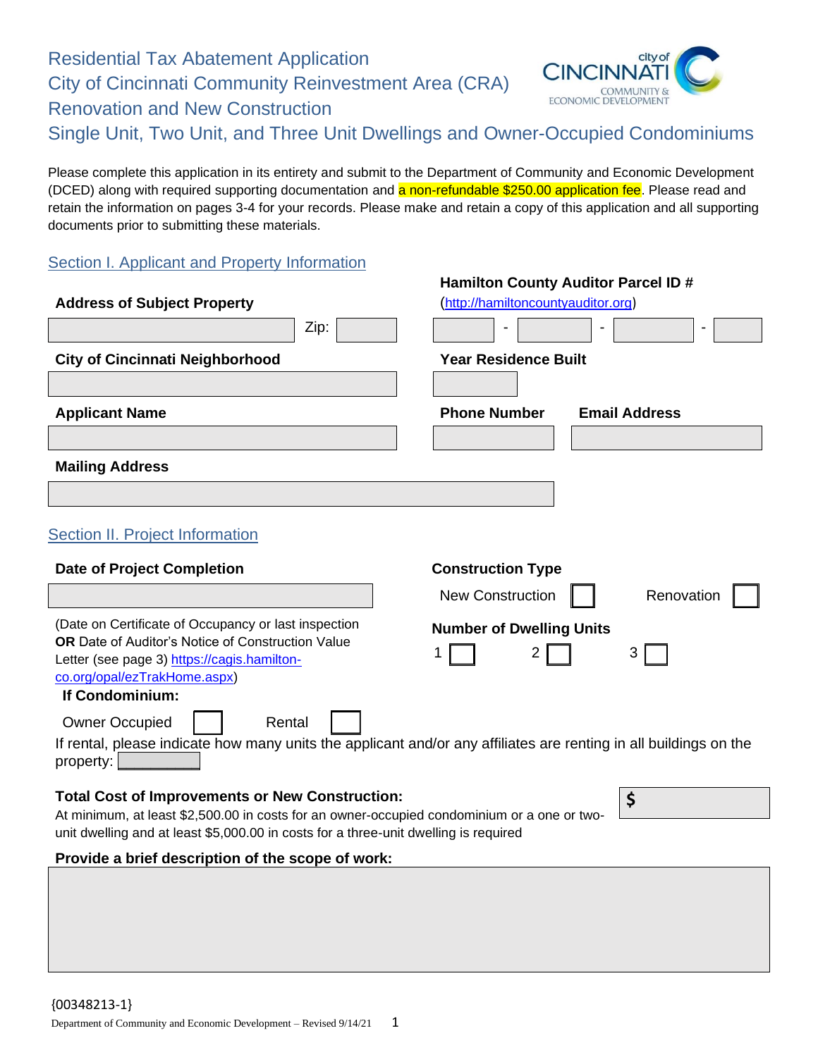# Residential Tax Abatement Application

## City of Cincinnati Community Reinvestment Area (CRA)

## Renovation and New Construction

## Single Unit, Two Unit, and Three Unit Dwellings and Owner-Occupied Condominiums

Please complete this application in its entirety and submit to the Department of Community and Economic Development (DCED) along with required supporting documentation and a non-refundable $250.00 application fee. Please read and retain the information on pages 3-4 for your records. Please make and retain a copy of this application and all supporting documents prior to submitting these materials.

### Section I. Applicant and Property Information

**Address of Subject Property**

Zip:

**Hamilton County Auditor Parcel ID #** (http://hamiltoncountyauditor.org)

\_\_\_\_ - \_\_\_\_ - \_\_\_\_ - \_\_\_\_

**City of Cincinnati Neighborhood**

**Year Residence Built**

**Applicant Name**

**Phone Number**

**Email Address**

**Mailing Address**

### Section II. Project Information

**Date of Project Completion**

(Date on Certificate of Occupancy or last inspection **OR** Date of Auditor's Notice of Construction Value Letter (see page 3) https://cagis.hamilton-co.org/opal/ezTrakHome.aspx)

**Construction Type**

New Construction ☐ Renovation ☐

**Number of Dwelling Units**

1 ☐ 2 ☐ 3 ☐

**If Condominium:**

Owner Occupied ☐ Rental ☐

If rental, please indicate how many units the applicant and/or any affiliates are renting in all buildings on the property:

**Total Cost of Improvements or New Construction:** $

At minimum, at least $2,500.00 in costs for an owner-occupied condominium or a one or two-unit dwelling and at least $5,000.00 in costs for a three-unit dwelling is required

**Provide a brief description of the scope of work:**

{00348213-1}

Department of Community and Economic Development – Revised 9/14/21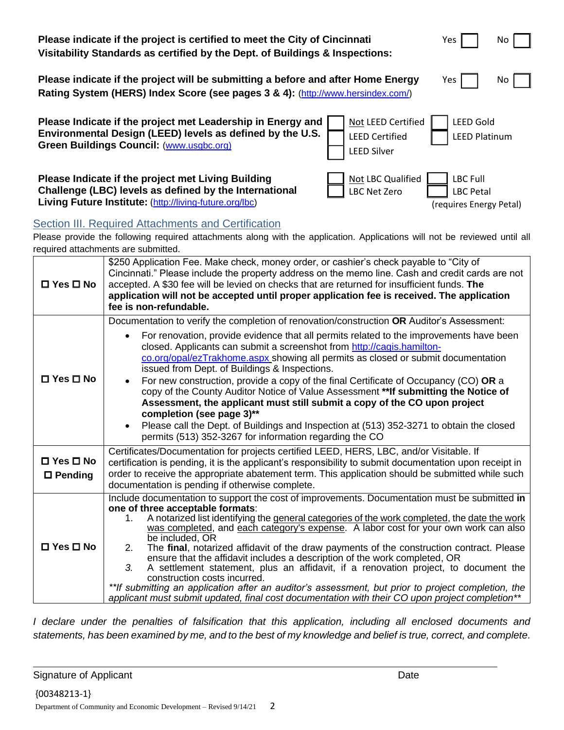**Please indicate if the project is certified to meet the City of Cincinnati Visitability Standards as certified by the Dept. of Buildings & Inspections:** ☐ Yes ☐ No

**Please indicate if the project will be submitting a before and after Home Energy Rating System (HERS) Index Score (see pages 3 & 4):** (http://www.hersindex.com/) ☐ Yes ☐ No

**Please Indicate if the project met Leadership in Energy and Environmental Design (LEED) levels as defined by the U.S. Green Buildings Council:** (www.usgbc.org)

- ☐ Not LEED Certified
- ☐ LEED Certified
- ☐ LEED Silver
- ☐ LEED Gold
- ☐ LEED Platinum

**Please Indicate if the project met Living Building Challenge (LBC) levels as defined by the International Living Future Institute:** (http://living-future.org/lbc)

- ☐ Not LBC Qualified
- ☐ LBC Net Zero
- ☐ LBC Full
- ☐ LBC Petal (requires Energy Petal)

## Section III. Required Attachments and Certification

Please provide the following required attachments along with the application. Applications will not be reviewed until all required attachments are submitted.

| | |
|---|---|
| ☐ **Yes** ☐ **No** | $250 Application Fee. Make check, money order, or cashier's check payable to "City of Cincinnati." Please include the property address on the memo line. Cash and credit cards are not accepted. A $30 fee will be levied on checks that are returned for insufficient funds. **The application will not be accepted until proper application fee is received. The application fee is non-refundable.** |
| ☐ **Yes** ☐ **No** | Documentation to verify the completion of renovation/construction **OR** Auditor's Assessment:<br>• For renovation, provide evidence that all permits related to the improvements have been closed. Applicants can submit a screenshot from http://cagis.hamilton-co.org/opal/ezTrakhome.aspx showing all permits as closed or submit documentation issued from Dept. of Buildings & Inspections.<br>• For new construction, provide a copy of the final Certificate of Occupancy (CO) **OR** a copy of the County Auditor Notice of Value Assessment **\*\*If submitting the Notice of Assessment, the applicant must still submit a copy of the CO upon project completion (see page 3)\*\***<br>• Please call the Dept. of Buildings and Inspection at (513) 352-3271 to obtain the closed permits (513) 352-3267 for information regarding the CO |
| ☐ **Yes** ☐ **No** ☐ **Pending** | Certificates/Documentation for projects certified LEED, HERS, LBC, and/or Visitable. If certification is pending, it is the applicant's responsibility to submit documentation upon receipt in order to receive the appropriate abatement term. This application should be submitted while such documentation is pending if otherwise complete. |
| ☐ **Yes** ☐ **No** | Include documentation to support the cost of improvements. Documentation must be submitted **in one of three acceptable formats**:<br>1. A notarized list identifying the general categories of the work completed, the date the work was completed, and each category's expense. A labor cost for your own work can also be included, OR<br>2. The **final**, notarized affidavit of the draw payments of the construction contract. Please ensure that the affidavit includes a description of the work completed, OR<br>3. A settlement statement, plus an affidavit, if a renovation project, to document the construction costs incurred.<br>*\*\*If submitting an application after an auditor's assessment, but prior to project completion, the applicant must submit updated, final cost documentation with their CO upon project completion\*\** |

*I declare under the penalties of falsification that this application, including all enclosed documents and statements, has been examined by me, and to the best of my knowledge and belief is true, correct, and complete.*

Signature of Applicant ______________________ Date __________

{00348213-1}

Department of Community and Economic Development – Revised 9/14/21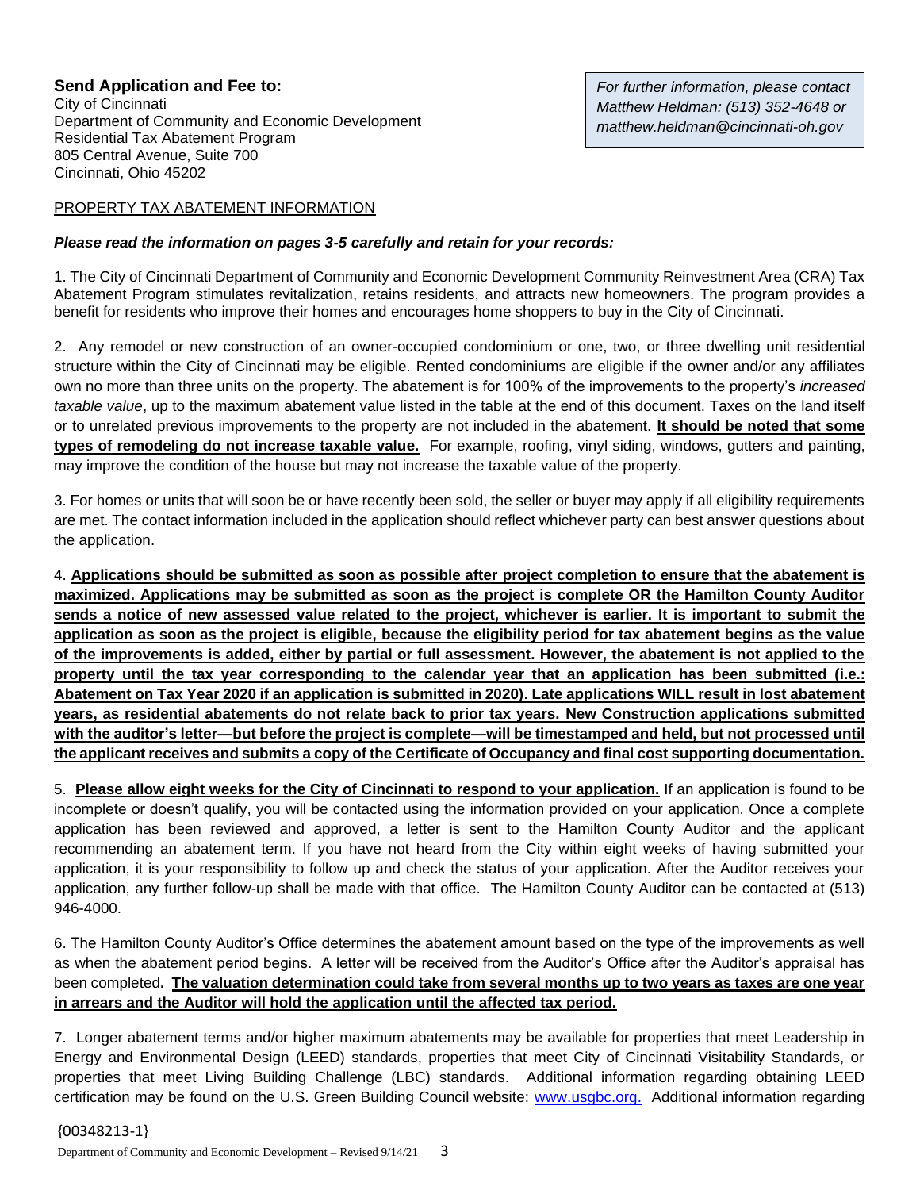**Send Application and Fee to:**
City of Cincinnati
Department of Community and Economic Development
Residential Tax Abatement Program
805 Central Avenue, Suite 700
Cincinnati, Ohio 45202

*For further information, please contact Matthew Heldman: (513) 352-4648 or matthew.heldman@cincinnati-oh.gov*

PROPERTY TAX ABATEMENT INFORMATION

***Please read the information on pages 3-5 carefully and retain for your records:***

1. The City of Cincinnati Department of Community and Economic Development Community Reinvestment Area (CRA) Tax Abatement Program stimulates revitalization, retains residents, and attracts new homeowners. The program provides a benefit for residents who improve their homes and encourages home shoppers to buy in the City of Cincinnati.

2. Any remodel or new construction of an owner-occupied condominium or one, two, or three dwelling unit residential structure within the City of Cincinnati may be eligible. Rented condominiums are eligible if the owner and/or any affiliates own no more than three units on the property. The abatement is for 100% of the improvements to the property's *increased taxable value*, up to the maximum abatement value listed in the table at the end of this document. Taxes on the land itself or to unrelated previous improvements to the property are not included in the abatement. **It should be noted that some types of remodeling do not increase taxable value.** For example, roofing, vinyl siding, windows, gutters and painting, may improve the condition of the house but may not increase the taxable value of the property.

3. For homes or units that will soon be or have recently been sold, the seller or buyer may apply if all eligibility requirements are met. The contact information included in the application should reflect whichever party can best answer questions about the application.

4. **Applications should be submitted as soon as possible after project completion to ensure that the abatement is maximized. Applications may be submitted as soon as the project is complete OR the Hamilton County Auditor sends a notice of new assessed value related to the project, whichever is earlier. It is important to submit the application as soon as the project is eligible, because the eligibility period for tax abatement begins as the value of the improvements is added, either by partial or full assessment. However, the abatement is not applied to the property until the tax year corresponding to the calendar year that an application has been submitted (i.e.: Abatement on Tax Year 2020 if an application is submitted in 2020). Late applications WILL result in lost abatement years, as residential abatements do not relate back to prior tax years. New Construction applications submitted with the auditor's letter—but before the project is complete—will be timestamped and held, but not processed until the applicant receives and submits a copy of the Certificate of Occupancy and final cost supporting documentation.**

5. **Please allow eight weeks for the City of Cincinnati to respond to your application.** If an application is found to be incomplete or doesn't qualify, you will be contacted using the information provided on your application. Once a complete application has been reviewed and approved, a letter is sent to the Hamilton County Auditor and the applicant recommending an abatement term. If you have not heard from the City within eight weeks of having submitted your application, it is your responsibility to follow up and check the status of your application. After the Auditor receives your application, any further follow-up shall be made with that office. The Hamilton County Auditor can be contacted at (513) 946-4000.

6. The Hamilton County Auditor's Office determines the abatement amount based on the type of the improvements as well as when the abatement period begins. A letter will be received from the Auditor's Office after the Auditor's appraisal has been completed**. The valuation determination could take from several months up to two years as taxes are one year in arrears and the Auditor will hold the application until the affected tax period.**

7. Longer abatement terms and/or higher maximum abatements may be available for properties that meet Leadership in Energy and Environmental Design (LEED) standards, properties that meet City of Cincinnati Visitability Standards, or properties that meet Living Building Challenge (LBC) standards. Additional information regarding obtaining LEED certification may be found on the U.S. Green Building Council website: www.usgbc.org. Additional information regarding

{00348213-1}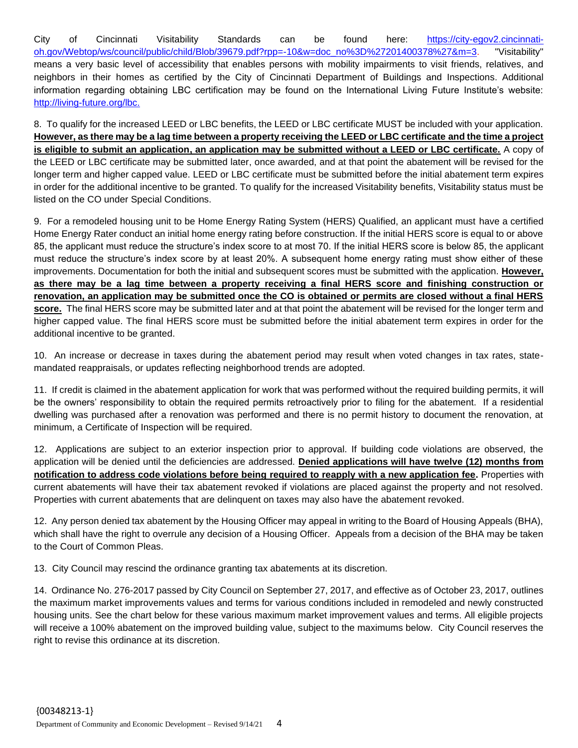City of Cincinnati Visitability Standards can be found here: https://city-egov2.cincinnati-oh.gov/Webtop/ws/council/public/child/Blob/39679.pdf?rpp=-10&w=doc_no%3D%27201400378%27&m=3. "Visitability" means a very basic level of accessibility that enables persons with mobility impairments to visit friends, relatives, and neighbors in their homes as certified by the City of Cincinnati Department of Buildings and Inspections. Additional information regarding obtaining LBC certification may be found on the International Living Future Institute's website: http://living-future.org/lbc.

8. To qualify for the increased LEED or LBC benefits, the LEED or LBC certificate MUST be included with your application. **However, as there may be a lag time between a property receiving the LEED or LBC certificate and the time a project is eligible to submit an application, an application may be submitted without a LEED or LBC certificate.** A copy of the LEED or LBC certificate may be submitted later, once awarded, and at that point the abatement will be revised for the longer term and higher capped value. LEED or LBC certificate must be submitted before the initial abatement term expires in order for the additional incentive to be granted. To qualify for the increased Visitability benefits, Visitability status must be listed on the CO under Special Conditions.

9. For a remodeled housing unit to be Home Energy Rating System (HERS) Qualified, an applicant must have a certified Home Energy Rater conduct an initial home energy rating before construction. If the initial HERS score is equal to or above 85, the applicant must reduce the structure's index score to at most 70. If the initial HERS score is below 85, the applicant must reduce the structure's index score by at least 20%. A subsequent home energy rating must show either of these improvements. Documentation for both the initial and subsequent scores must be submitted with the application. **However, as there may be a lag time between a property receiving a final HERS score and finishing construction or renovation, an application may be submitted once the CO is obtained or permits are closed without a final HERS score.** The final HERS score may be submitted later and at that point the abatement will be revised for the longer term and higher capped value. The final HERS score must be submitted before the initial abatement term expires in order for the additional incentive to be granted.

10. An increase or decrease in taxes during the abatement period may result when voted changes in tax rates, state-mandated reappraisals, or updates reflecting neighborhood trends are adopted.

11. If credit is claimed in the abatement application for work that was performed without the required building permits, it will be the owners' responsibility to obtain the required permits retroactively prior to filing for the abatement. If a residential dwelling was purchased after a renovation was performed and there is no permit history to document the renovation, at minimum, a Certificate of Inspection will be required.

12. Applications are subject to an exterior inspection prior to approval. If building code violations are observed, the application will be denied until the deficiencies are addressed. **Denied applications will have twelve (12) months from notification to address code violations before being required to reapply with a new application fee.** Properties with current abatements will have their tax abatement revoked if violations are placed against the property and not resolved. Properties with current abatements that are delinquent on taxes may also have the abatement revoked.

12. Any person denied tax abatement by the Housing Officer may appeal in writing to the Board of Housing Appeals (BHA), which shall have the right to overrule any decision of a Housing Officer. Appeals from a decision of the BHA may be taken to the Court of Common Pleas.

13. City Council may rescind the ordinance granting tax abatements at its discretion.

14. Ordinance No. 276-2017 passed by City Council on September 27, 2017, and effective as of October 23, 2017, outlines the maximum market improvements values and terms for various conditions included in remodeled and newly constructed housing units. See the chart below for these various maximum market improvement values and terms. All eligible projects will receive a 100% abatement on the improved building value, subject to the maximums below. City Council reserves the right to revise this ordinance at its discretion.

{00348213-1}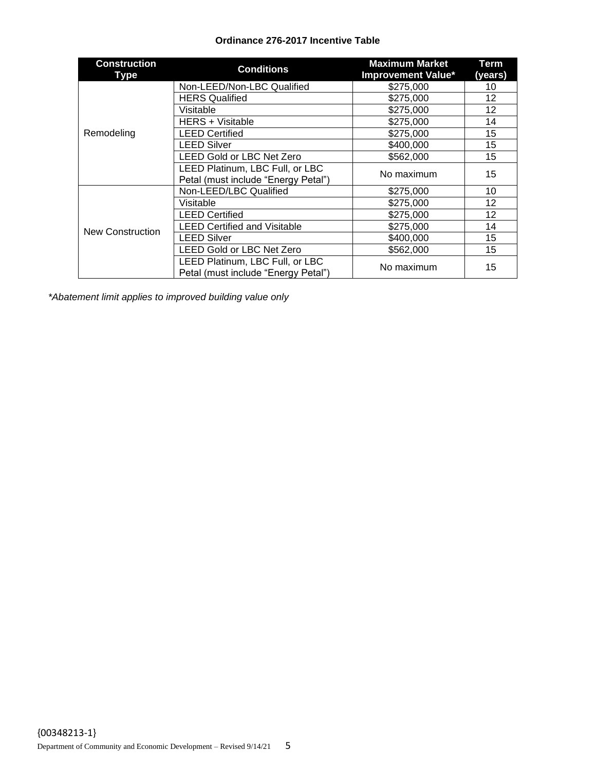**Ordinance 276-2017 Incentive Table**

| Construction Type | Conditions | Maximum Market Improvement Value* | Term (years) |
|---|---|---|---|
| Remodeling | Non-LEED/Non-LBC Qualified | $275,000 | 10 |
| | HERS Qualified | $275,000 | 12 |
| | Visitable | $275,000 | 12 |
| | HERS + Visitable | $275,000 | 14 |
| | LEED Certified | $275,000 | 15 |
| | LEED Silver | $400,000 | 15 |
| | LEED Gold or LBC Net Zero | $562,000 | 15 |
| | LEED Platinum, LBC Full, or LBC Petal (must include "Energy Petal") | No maximum | 15 |
| New Construction | Non-LEED/LBC Qualified | $275,000 | 10 |
| | Visitable | $275,000 | 12 |
| | LEED Certified | $275,000 | 12 |
| | LEED Certified and Visitable | $275,000 | 14 |
| | LEED Silver | $400,000 | 15 |
| | LEED Gold or LBC Net Zero | $562,000 | 15 |
| | LEED Platinum, LBC Full, or LBC Petal (must include "Energy Petal") | No maximum | 15 |

*Abatement limit applies to improved building value only*

{00348213-1}

Department of Community and Economic Development – Revised 9/14/21